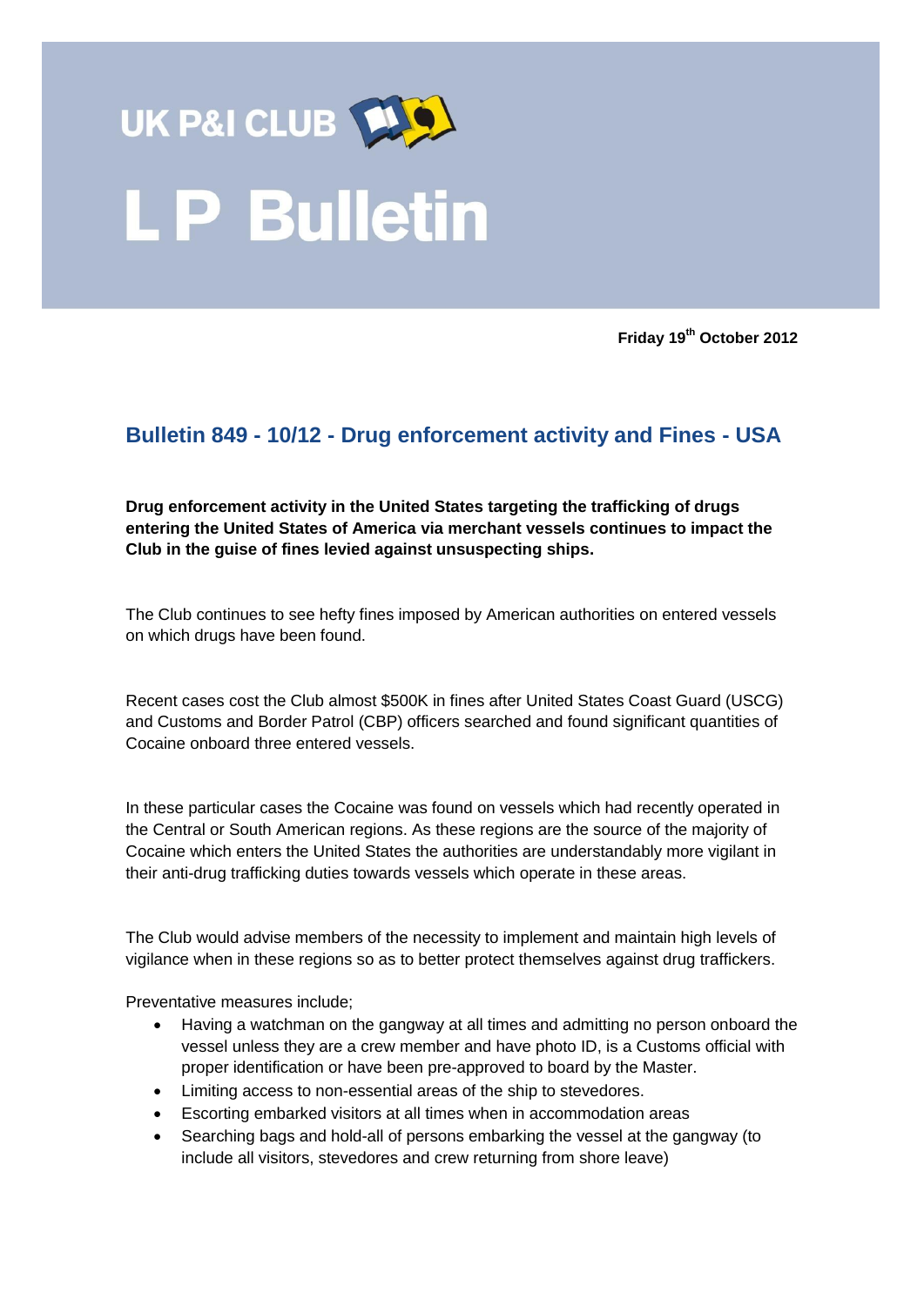UK P&I CLUB

# L P Bulletin

**Friday 19th October 2012**

## Bulletin 849 - 10/12 - Drug enforcement activity and Fines - USA

**Drug enforcement activity in the United States targeting the trafficking of drugs entering the United States of America via merchant vessels continues to impact the Club in the guise of fines levied against unsuspecting ships.**

The Club continues to see hefty fines imposed by American authorities on entered vessels on which drugs have been found.

Recent cases cost the Club almost $500K in fines after United States Coast Guard (USCG) and Customs and Border Patrol (CBP) officers searched and found significant quantities of Cocaine onboard three entered vessels.

In these particular cases the Cocaine was found on vessels which had recently operated in the Central or South American regions. As these regions are the source of the majority of Cocaine which enters the United States the authorities are understandably more vigilant in their anti-drug trafficking duties towards vessels which operate in these areas.

The Club would advise members of the necessity to implement and maintain high levels of vigilance when in these regions so as to better protect themselves against drug traffickers.

Preventative measures include;

- Having a watchman on the gangway at all times and admitting no person onboard the vessel unless they are a crew member and have photo ID, is a Customs official with proper identification or have been pre-approved to board by the Master.
- Limiting access to non-essential areas of the ship to stevedores.
- Escorting embarked visitors at all times when in accommodation areas
- Searching bags and hold-all of persons embarking the vessel at the gangway (to include all visitors, stevedores and crew returning from shore leave)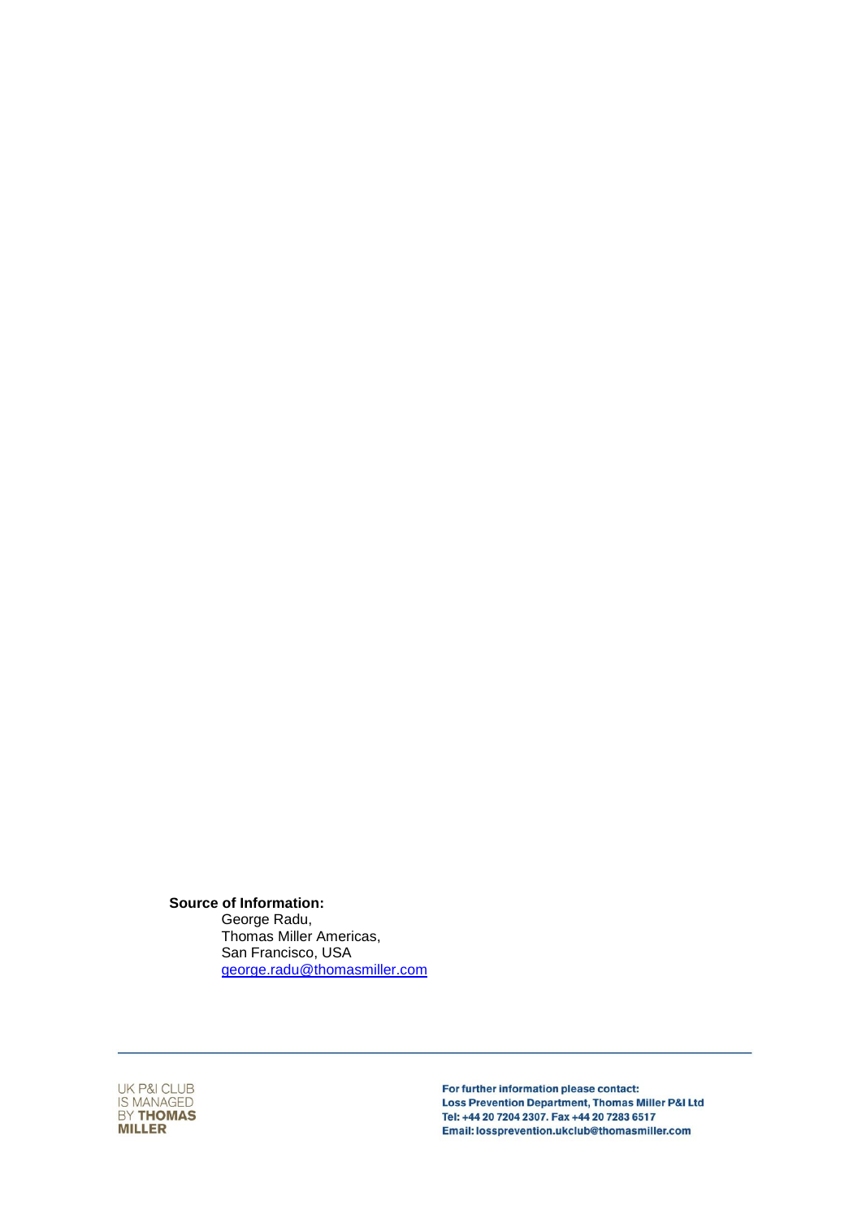**Source of Information:**

George Radu,
Thomas Miller Americas,
San Francisco, USA
george.radu@thomasmiller.com

UK P&I CLUB
IS MANAGED
BY **THOMAS**
**MILLER**

**For further information please contact:**
**Loss Prevention Department, Thomas Miller P&I Ltd**
**Tel: +44 20 7204 2307. Fax +44 20 7283 6517**
**Email: lossprevention.ukclub@thomasmiller.com**